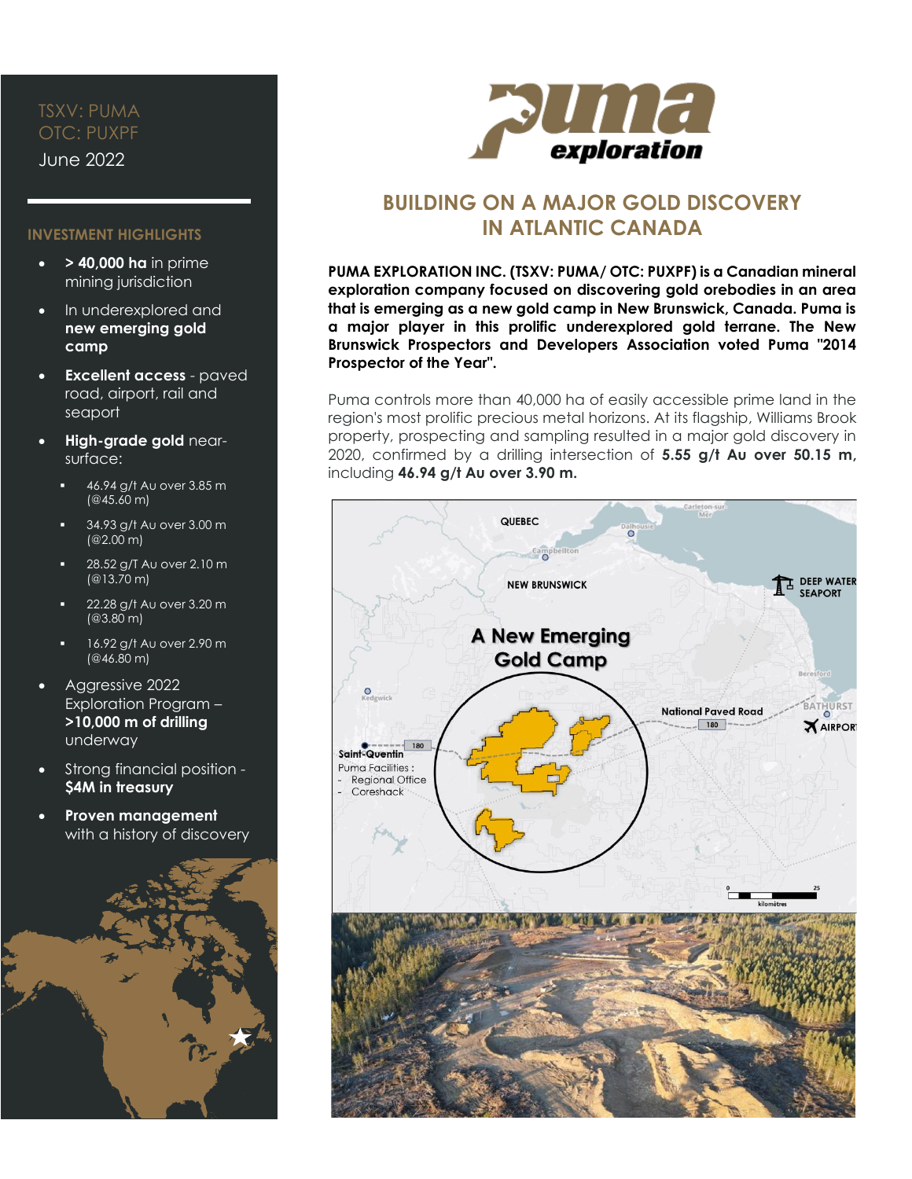TSXV: PUMA
OTC: PUXPF
June 2022

## INVESTMENT HIGHLIGHTS

- **> 40,000 ha** in prime mining jurisdiction
- In underexplored and **new emerging gold camp**
- **Excellent access** - paved road, airport, rail and seaport
- **High-grade gold** near-surface:
  - 46.94 g/t Au over 3.85 m (@45.60 m)
  - 34.93 g/t Au over 3.00 m (@2.00 m)
  - 28.52 g/T Au over 2.10 m (@13.70 m)
  - 22.28 g/t Au over 3.20 m (@3.80 m)
  - 16.92 g/t Au over 2.90 m (@46.80 m)
- Aggressive 2022 Exploration Program – **>10,000 m of drilling** underway
- Strong financial position - **$4M in treasury**
- **Proven management** with a history of discovery

# BUILDING ON A MAJOR GOLD DISCOVERY IN ATLANTIC CANADA

**PUMA EXPLORATION INC. (TSXV: PUMA/ OTC: PUXPF) is a Canadian mineral exploration company focused on discovering gold orebodies in an area that is emerging as a new gold camp in New Brunswick, Canada. Puma is a major player in this prolific underexplored gold terrane. The New Brunswick Prospectors and Developers Association voted Puma "2014 Prospector of the Year".**

Puma controls more than 40,000 ha of easily accessible prime land in the region's most prolific precious metal horizons. At its flagship, Williams Brook property, prospecting and sampling resulted in a major gold discovery in 2020, confirmed by a drilling intersection of **5.55 g/t Au over 50.15 m**, including **46.94 g/t Au over 3.90 m.**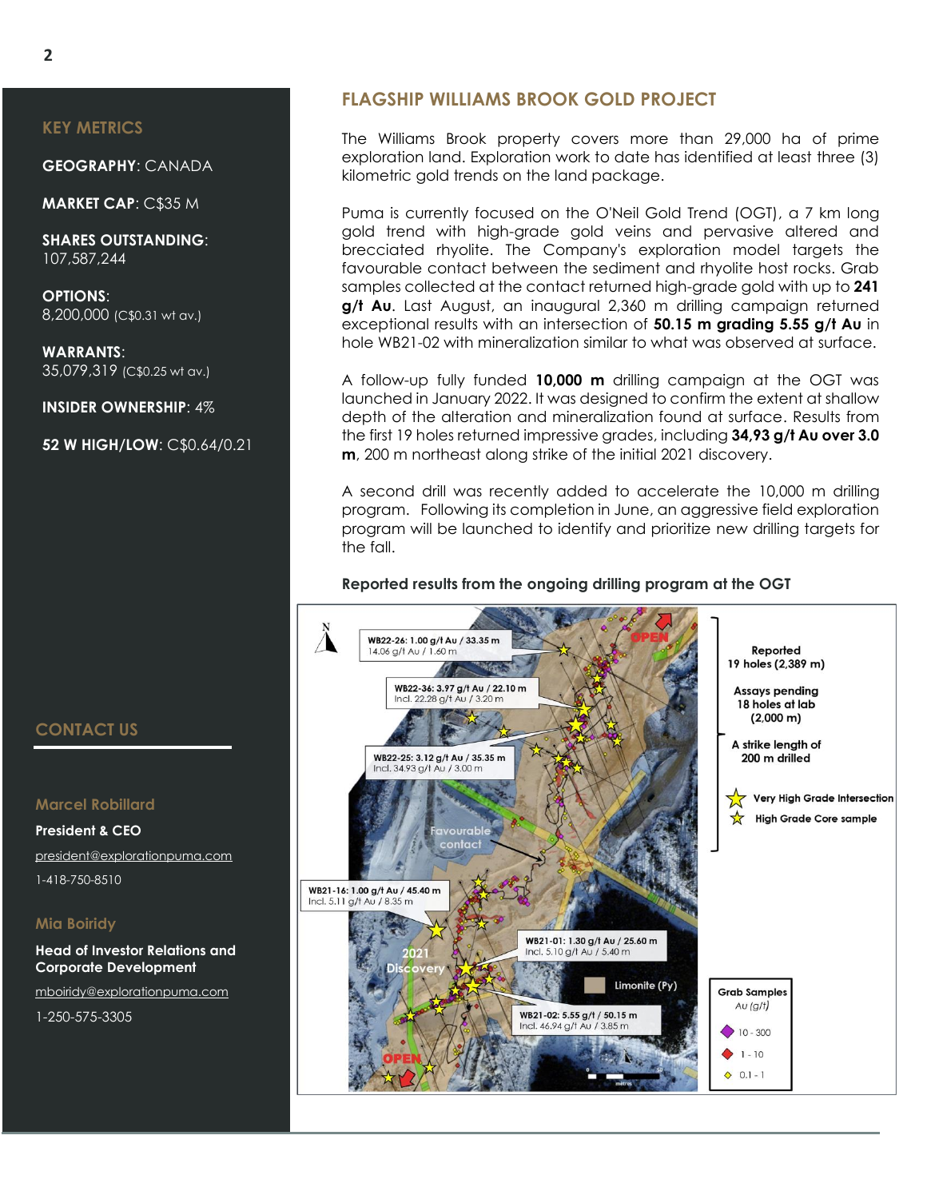## KEY METRICS

**GEOGRAPHY**: CANADA

**MARKET CAP**: C$35 M

**SHARES OUTSTANDING**: 107,587,244

**OPTIONS**: 8,200,000 (C$0.31 wt av.)

**WARRANTS**: 35,079,319 (C$0.25 wt av.)

**INSIDER OWNERSHIP**: 4%

**52 W HIGH/LOW**: C$0.64/0.21

## CONTACT US

**Marcel Robillard**

**President & CEO**

president@explorationpuma.com

1-418-750-8510

**Mia Boiridy**

**Head of Investor Relations and Corporate Development**

mboiridy@explorationpuma.com

1-250-575-3305

## FLAGSHIP WILLIAMS BROOK GOLD PROJECT

The Williams Brook property covers more than 29,000 ha of prime exploration land. Exploration work to date has identified at least three (3) kilometric gold trends on the land package.

Puma is currently focused on the O'Neil Gold Trend (OGT), a 7 km long gold trend with high-grade gold veins and pervasive altered and brecciated rhyolite. The Company's exploration model targets the favourable contact between the sediment and rhyolite host rocks. Grab samples collected at the contact returned high-grade gold with up to **241 g/t Au**. Last August, an inaugural 2,360 m drilling campaign returned exceptional results with an intersection of **50.15 m grading 5.55 g/t Au** in hole WB21-02 with mineralization similar to what was observed at surface.

A follow-up fully funded **10,000 m** drilling campaign at the OGT was launched in January 2022. It was designed to confirm the extent at shallow depth of the alteration and mineralization found at surface. Results from the first 19 holes returned impressive grades, including **34,93 g/t Au over 3.0 m**, 200 m northeast along strike of the initial 2021 discovery.

A second drill was recently added to accelerate the 10,000 m drilling program. Following its completion in June, an aggressive field exploration program will be launched to identify and prioritize new drilling targets for the fall.

**Reported results from the ongoing drilling program at the OGT**

WB22-26: 1.00 g/t Au / 33.35 m
14.06 g/t Au / 1.60 m

WB22-36: 3.97 g/t Au / 22.10 m
Incl. 22.28 g/t Au / 3.20 m

WB22-25: 3.12 g/t Au / 35.35 m
Incl. 34.93 g/t Au / 3.00 m

WB21-16: 1.00 g/t Au / 45.40 m
Incl. 5.11 g/t Au / 8.35 m

WB21-01: 1.30 g/t Au / 25.60 m
Incl. 5.10 g/t Au / 5.40 m

WB21-02: 5.55 g/t / 50.15 m
Incl. 46.94 g/t Au / 3.85 m

OPEN

Favourable contact

2021 Discovery

Limonite (Py)

Reported
19 holes (2,389 m)

Assays pending
18 holes at lab
(2,000 m)

A strike length of 200 m drilled

Very High Grade Intersection

High Grade Core sample

Grab Samples
Au (g/t)

10 - 300

1 - 10

0.1 - 1